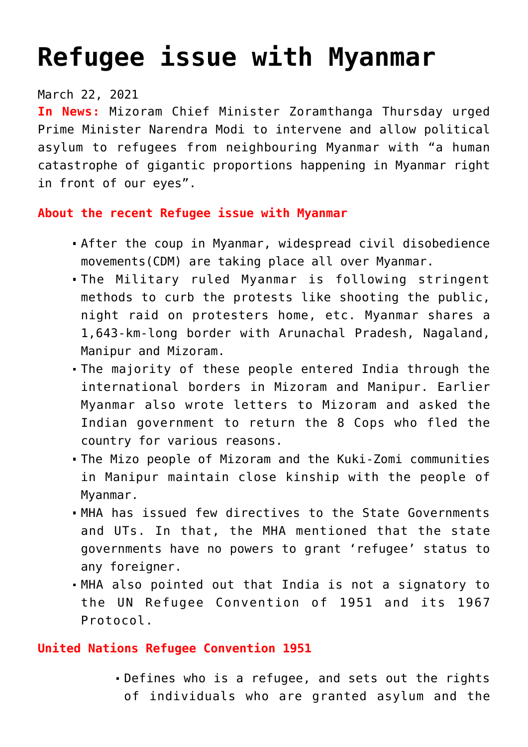# Refugee issue with Myanmar

March 22, 2021

**In News:** Mizoram Chief Minister Zoramthanga Thursday urged Prime Minister Narendra Modi to intervene and allow political asylum to refugees from neighbouring Myanmar with "a human catastrophe of gigantic proportions happening in Myanmar right in front of our eyes".

### About the recent Refugee issue with Myanmar

- After the coup in Myanmar, widespread civil disobedience movements(CDM) are taking place all over Myanmar.
- The Military ruled Myanmar is following stringent methods to curb the protests like shooting the public, night raid on protesters home, etc. Myanmar shares a 1,643-km-long border with Arunachal Pradesh, Nagaland, Manipur and Mizoram.
- The majority of these people entered India through the international borders in Mizoram and Manipur. Earlier Myanmar also wrote letters to Mizoram and asked the Indian government to return the 8 Cops who fled the country for various reasons.
- The Mizo people of Mizoram and the Kuki-Zomi communities in Manipur maintain close kinship with the people of Myanmar.
- MHA has issued few directives to the State Governments and UTs. In that, the MHA mentioned that the state governments have no powers to grant 'refugee' status to any foreigner.
- MHA also pointed out that India is not a signatory to the UN Refugee Convention of 1951 and its 1967 Protocol.

### United Nations Refugee Convention 1951

- Defines who is a refugee, and sets out the rights of individuals who are granted asylum and the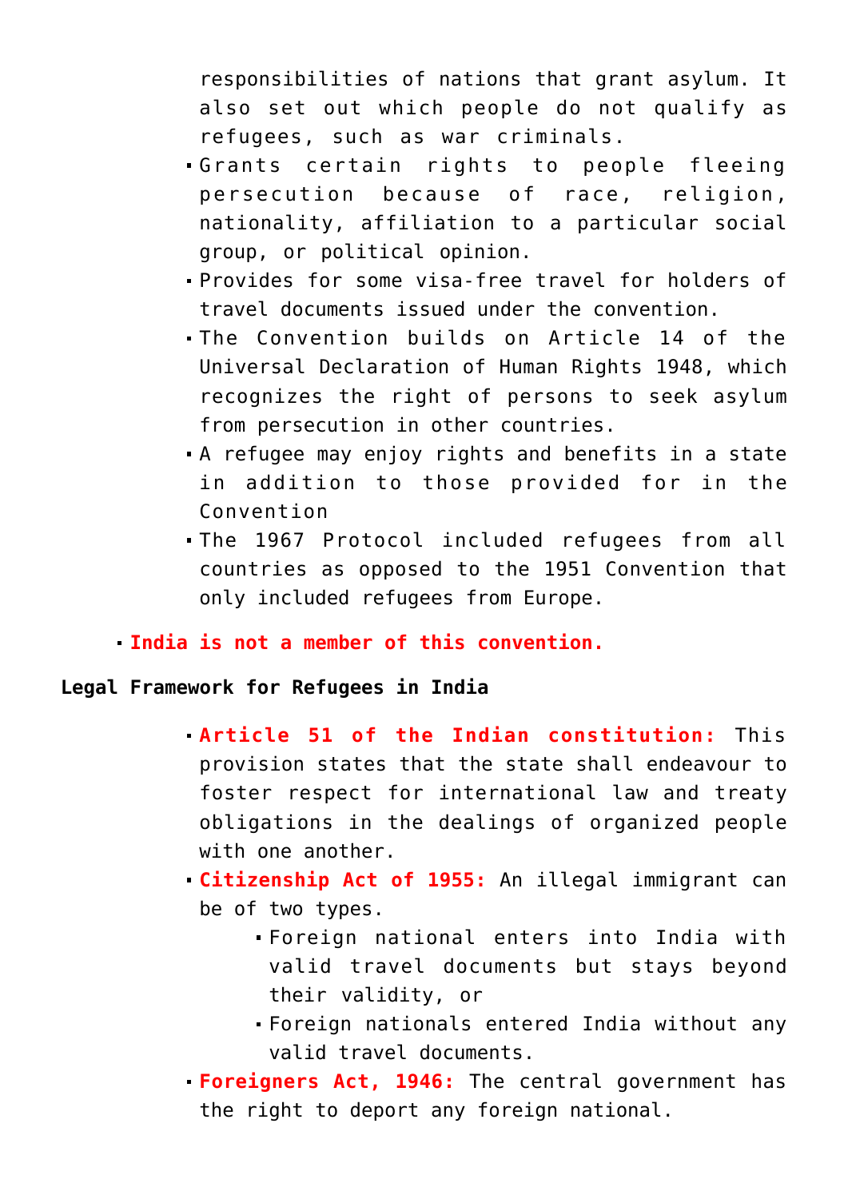responsibilities of nations that grant asylum. It also set out which people do not qualify as refugees, such as war criminals.
  - Grants certain rights to people fleeing persecution because of race, religion, nationality, affiliation to a particular social group, or political opinion.
  - Provides for some visa-free travel for holders of travel documents issued under the convention.
  - The Convention builds on Article 14 of the Universal Declaration of Human Rights 1948, which recognizes the right of persons to seek asylum from persecution in other countries.
  - A refugee may enjoy rights and benefits in a state in addition to those provided for in the Convention
  - The 1967 Protocol included refugees from all countries as opposed to the 1951 Convention that only included refugees from Europe.
- **India is not a member of this convention.**

**Legal Framework for Refugees in India**

- **Article 51 of the Indian constitution:** This provision states that the state shall endeavour to foster respect for international law and treaty obligations in the dealings of organized people with one another.
- **Citizenship Act of 1955:** An illegal immigrant can be of two types.
  - Foreign national enters into India with valid travel documents but stays beyond their validity, or
  - Foreign nationals entered India without any valid travel documents.
- **Foreigners Act, 1946:** The central government has the right to deport any foreign national.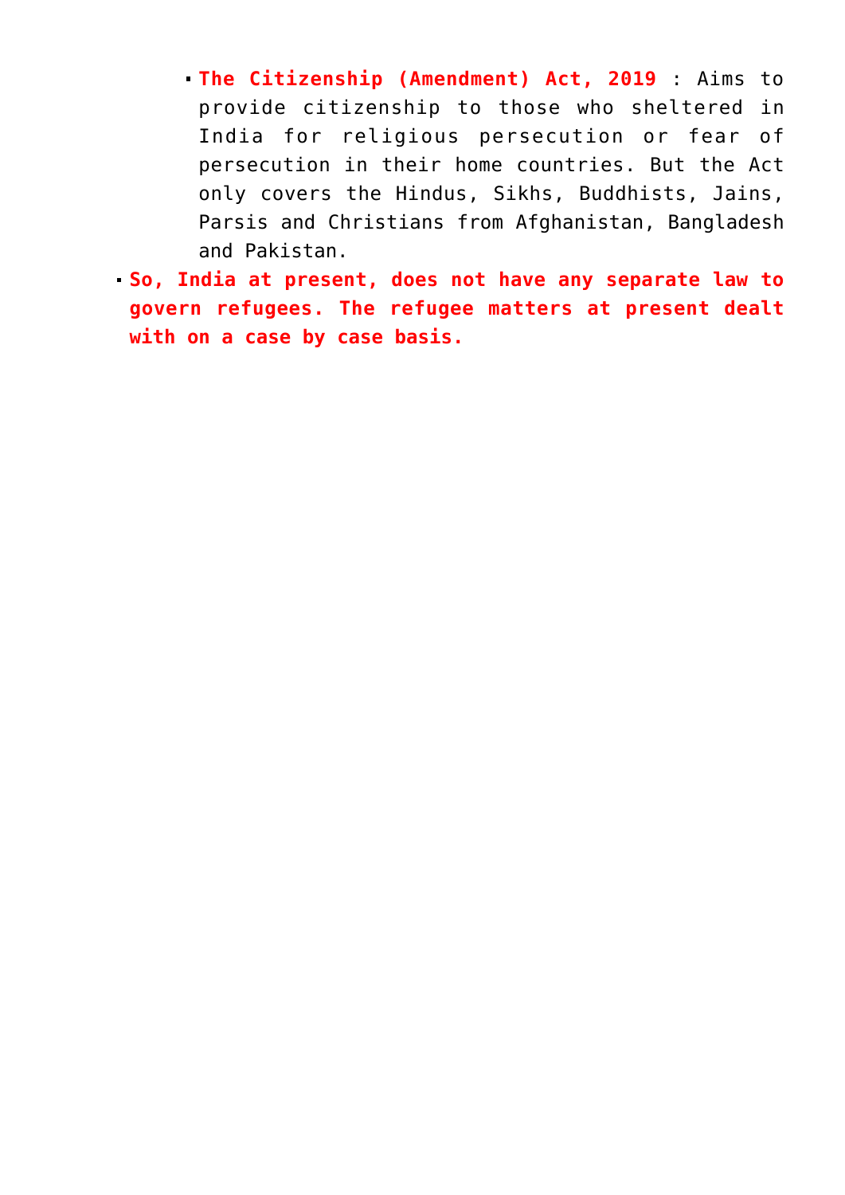- **The Citizenship (Amendment) Act, 2019** : Aims to provide citizenship to those who sheltered in India for religious persecution or fear of persecution in their home countries. But the Act only covers the Hindus, Sikhs, Buddhists, Jains, Parsis and Christians from Afghanistan, Bangladesh and Pakistan.
- **So, India at present, does not have any separate law to govern refugees. The refugee matters at present dealt with on a case by case basis.**